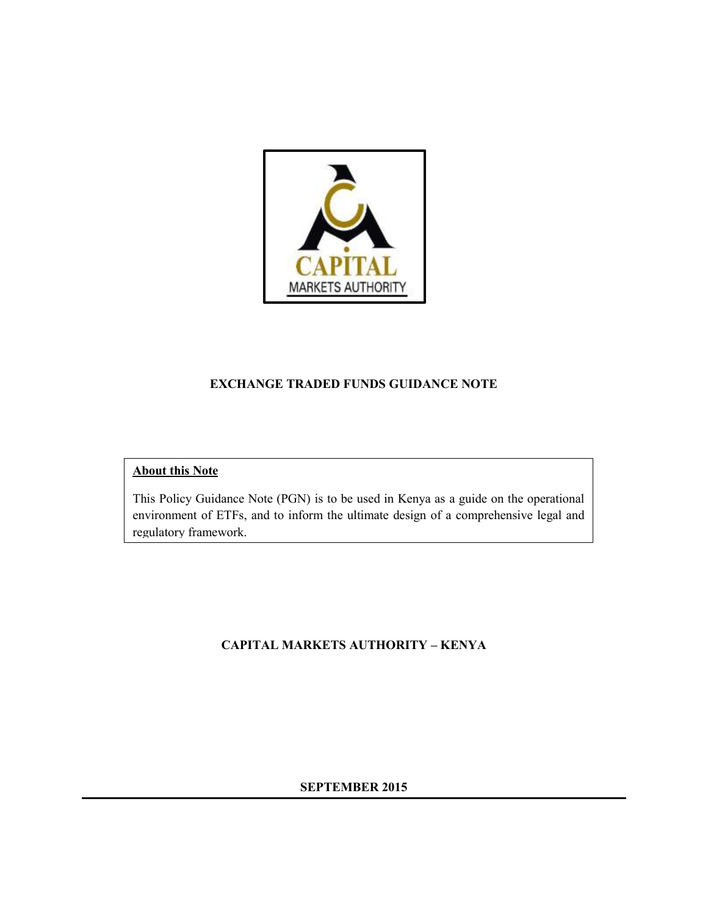# EXCHANGE TRADED FUNDS GUIDANCE NOTE

**About this Note**

This Policy Guidance Note (PGN) is to be used in Kenya as a guide on the operational environment of ETFs, and to inform the ultimate design of a comprehensive legal and regulatory framework.

**CAPITAL MARKETS AUTHORITY – KENYA**

**SEPTEMBER 2015**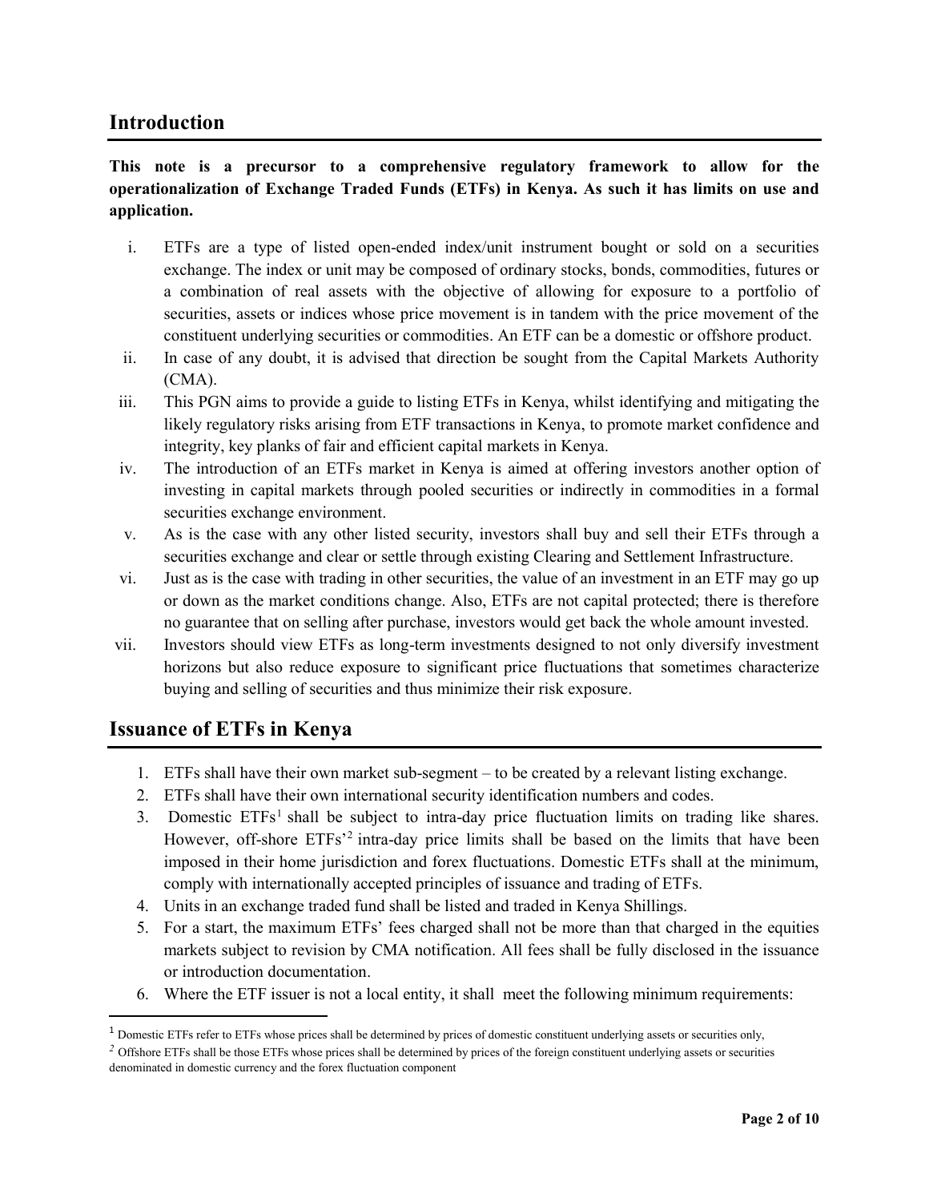## Introduction

**This note is a precursor to a comprehensive regulatory framework to allow for the operationalization of Exchange Traded Funds (ETFs) in Kenya. As such it has limits on use and application.**

i. ETFs are a type of listed open-ended index/unit instrument bought or sold on a securities exchange. The index or unit may be composed of ordinary stocks, bonds, commodities, futures or a combination of real assets with the objective of allowing for exposure to a portfolio of securities, assets or indices whose price movement is in tandem with the price movement of the constituent underlying securities or commodities. An ETF can be a domestic or offshore product.

ii. In case of any doubt, it is advised that direction be sought from the Capital Markets Authority (CMA).

iii. This PGN aims to provide a guide to listing ETFs in Kenya, whilst identifying and mitigating the likely regulatory risks arising from ETF transactions in Kenya, to promote market confidence and integrity, key planks of fair and efficient capital markets in Kenya.

iv. The introduction of an ETFs market in Kenya is aimed at offering investors another option of investing in capital markets through pooled securities or indirectly in commodities in a formal securities exchange environment.

v. As is the case with any other listed security, investors shall buy and sell their ETFs through a securities exchange and clear or settle through existing Clearing and Settlement Infrastructure.

vi. Just as is the case with trading in other securities, the value of an investment in an ETF may go up or down as the market conditions change. Also, ETFs are not capital protected; there is therefore no guarantee that on selling after purchase, investors would get back the whole amount invested.

vii. Investors should view ETFs as long-term investments designed to not only diversify investment horizons but also reduce exposure to significant price fluctuations that sometimes characterize buying and selling of securities and thus minimize their risk exposure.

## Issuance of ETFs in Kenya

1. ETFs shall have their own market sub-segment – to be created by a relevant listing exchange.
2. ETFs shall have their own international security identification numbers and codes.
3. Domestic ETFs[1] shall be subject to intra-day price fluctuation limits on trading like shares. However, off-shore ETFs'[2] intra-day price limits shall be based on the limits that have been imposed in their home jurisdiction and forex fluctuations. Domestic ETFs shall at the minimum, comply with internationally accepted principles of issuance and trading of ETFs.
4. Units in an exchange traded fund shall be listed and traded in Kenya Shillings.
5. For a start, the maximum ETFs' fees charged shall not be more than that charged in the equities markets subject to revision by CMA notification. All fees shall be fully disclosed in the issuance or introduction documentation.
6. Where the ETF issuer is not a local entity, it shall meet the following minimum requirements:

---

[1] Domestic ETFs refer to ETFs whose prices shall be determined by prices of domestic constituent underlying assets or securities only,

[2] Offshore ETFs shall be those ETFs whose prices shall be determined by prices of the foreign constituent underlying assets or securities denominated in domestic currency and the forex fluctuation component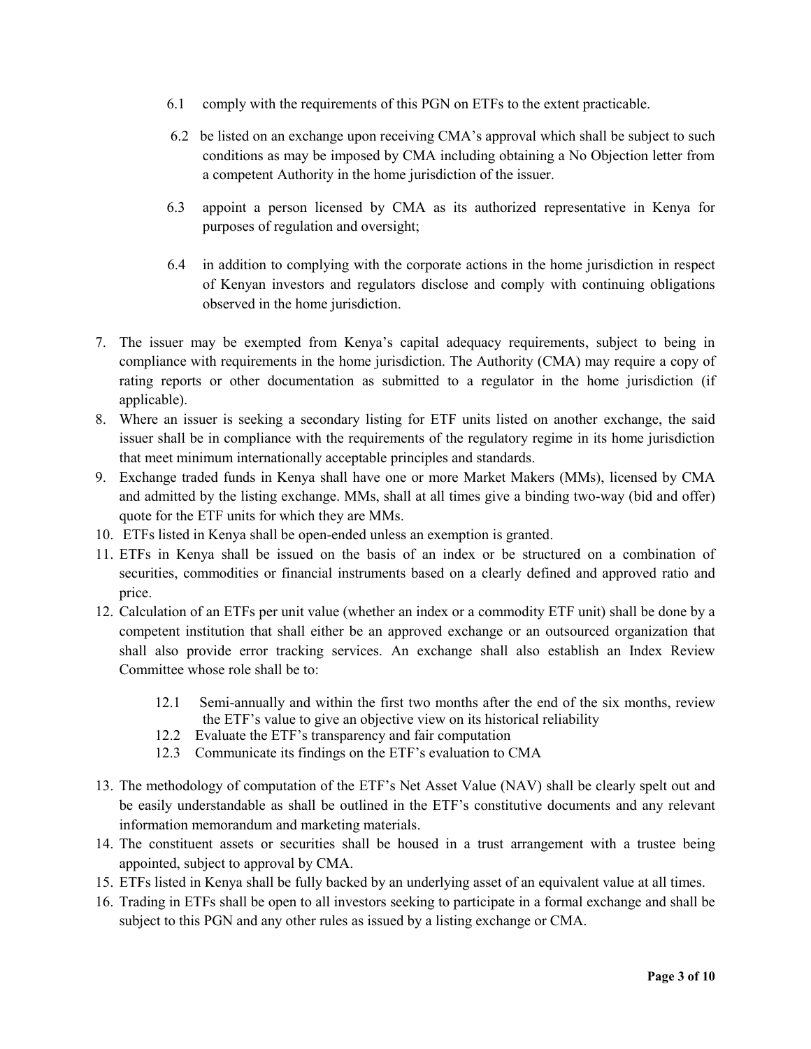6.1 comply with the requirements of this PGN on ETFs to the extent practicable.

6.2 be listed on an exchange upon receiving CMA's approval which shall be subject to such conditions as may be imposed by CMA including obtaining a No Objection letter from a competent Authority in the home jurisdiction of the issuer.

6.3 appoint a person licensed by CMA as its authorized representative in Kenya for purposes of regulation and oversight;

6.4 in addition to complying with the corporate actions in the home jurisdiction in respect of Kenyan investors and regulators disclose and comply with continuing obligations observed in the home jurisdiction.

7. The issuer may be exempted from Kenya's capital adequacy requirements, subject to being in compliance with requirements in the home jurisdiction. The Authority (CMA) may require a copy of rating reports or other documentation as submitted to a regulator in the home jurisdiction (if applicable).
8. Where an issuer is seeking a secondary listing for ETF units listed on another exchange, the said issuer shall be in compliance with the requirements of the regulatory regime in its home jurisdiction that meet minimum internationally acceptable principles and standards.
9. Exchange traded funds in Kenya shall have one or more Market Makers (MMs), licensed by CMA and admitted by the listing exchange. MMs, shall at all times give a binding two-way (bid and offer) quote for the ETF units for which they are MMs.
10. ETFs listed in Kenya shall be open-ended unless an exemption is granted.
11. ETFs in Kenya shall be issued on the basis of an index or be structured on a combination of securities, commodities or financial instruments based on a clearly defined and approved ratio and price.
12. Calculation of an ETFs per unit value (whether an index or a commodity ETF unit) shall be done by a competent institution that shall either be an approved exchange or an outsourced organization that shall also provide error tracking services. An exchange shall also establish an Index Review Committee whose role shall be to:

    12.1 Semi-annually and within the first two months after the end of the six months, review the ETF's value to give an objective view on its historical reliability

    12.2 Evaluate the ETF's transparency and fair computation

    12.3 Communicate its findings on the ETF's evaluation to CMA

13. The methodology of computation of the ETF's Net Asset Value (NAV) shall be clearly spelt out and be easily understandable as shall be outlined in the ETF's constitutive documents and any relevant information memorandum and marketing materials.
14. The constituent assets or securities shall be housed in a trust arrangement with a trustee being appointed, subject to approval by CMA.
15. ETFs listed in Kenya shall be fully backed by an underlying asset of an equivalent value at all times.
16. Trading in ETFs shall be open to all investors seeking to participate in a formal exchange and shall be subject to this PGN and any other rules as issued by a listing exchange or CMA.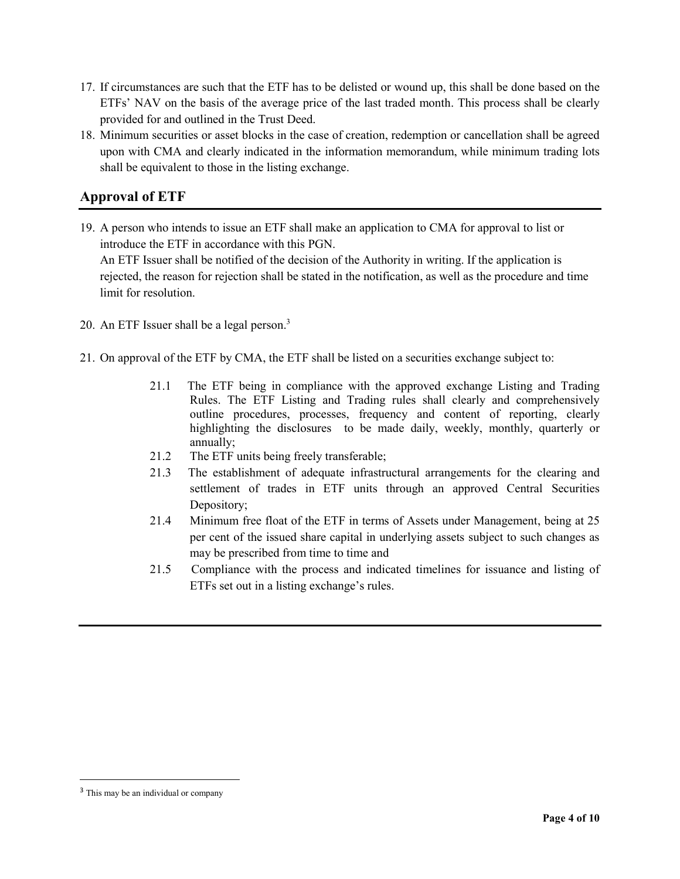17. If circumstances are such that the ETF has to be delisted or wound up, this shall be done based on the ETFs' NAV on the basis of the average price of the last traded month. This process shall be clearly provided for and outlined in the Trust Deed.
18. Minimum securities or asset blocks in the case of creation, redemption or cancellation shall be agreed upon with CMA and clearly indicated in the information memorandum, while minimum trading lots shall be equivalent to those in the listing exchange.

## Approval of ETF

19. A person who intends to issue an ETF shall make an application to CMA for approval to list or introduce the ETF in accordance with this PGN.
    An ETF Issuer shall be notified of the decision of the Authority in writing. If the application is rejected, the reason for rejection shall be stated in the notification, as well as the procedure and time limit for resolution.

20. An ETF Issuer shall be a legal person.[3]

21. On approval of the ETF by CMA, the ETF shall be listed on a securities exchange subject to:

    21.1 The ETF being in compliance with the approved exchange Listing and Trading Rules. The ETF Listing and Trading rules shall clearly and comprehensively outline procedures, processes, frequency and content of reporting, clearly highlighting the disclosures to be made daily, weekly, monthly, quarterly or annually;

    21.2 The ETF units being freely transferable;

    21.3 The establishment of adequate infrastructural arrangements for the clearing and settlement of trades in ETF units through an approved Central Securities Depository;

    21.4 Minimum free float of the ETF in terms of Assets under Management, being at 25 per cent of the issued share capital in underlying assets subject to such changes as may be prescribed from time to time and

    21.5 Compliance with the process and indicated timelines for issuance and listing of ETFs set out in a listing exchange's rules.

---

[3] This may be an individual or company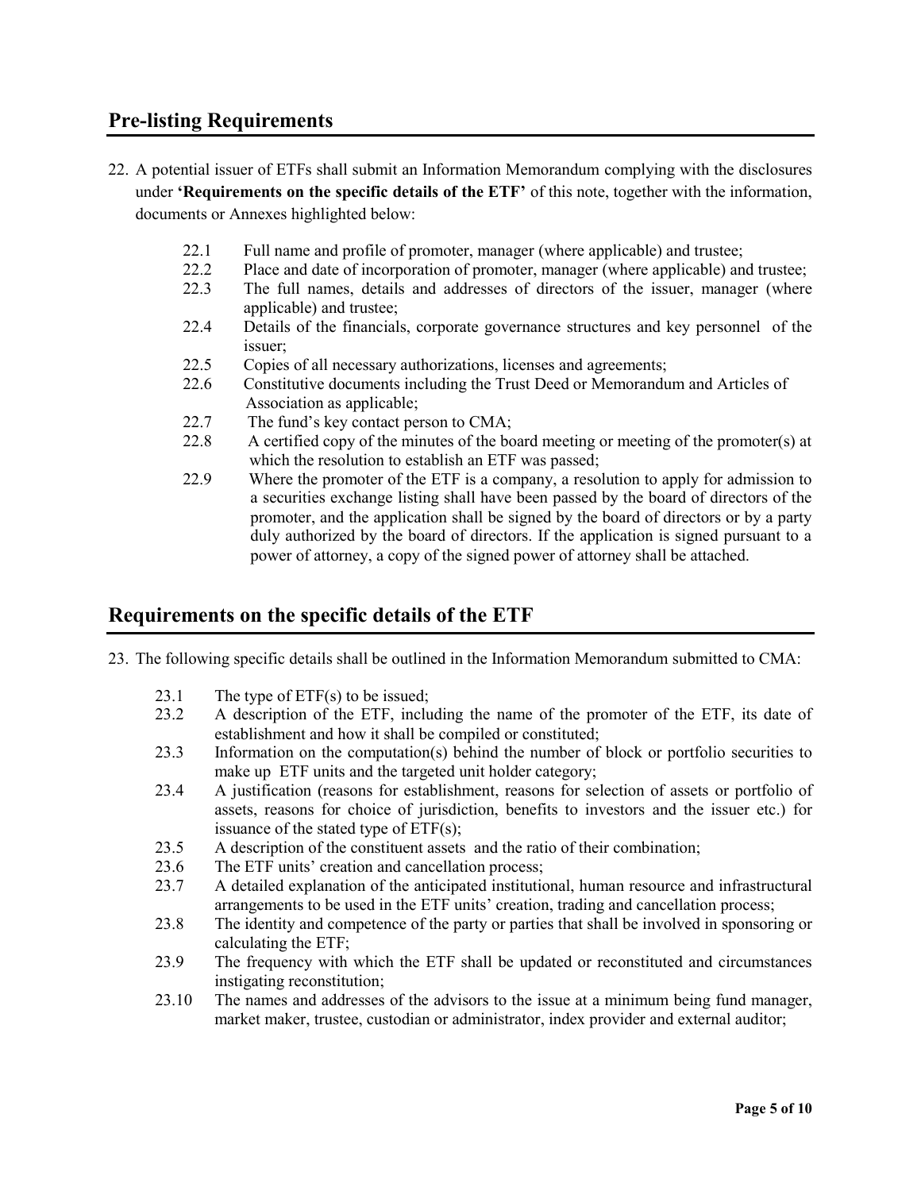## Pre-listing Requirements

22. A potential issuer of ETFs shall submit an Information Memorandum complying with the disclosures under **'Requirements on the specific details of the ETF'** of this note, together with the information, documents or Annexes highlighted below:

    22.1 Full name and profile of promoter, manager (where applicable) and trustee;

    22.2 Place and date of incorporation of promoter, manager (where applicable) and trustee;

    22.3 The full names, details and addresses of directors of the issuer, manager (where applicable) and trustee;

    22.4 Details of the financials, corporate governance structures and key personnel of the issuer;

    22.5 Copies of all necessary authorizations, licenses and agreements;

    22.6 Constitutive documents including the Trust Deed or Memorandum and Articles of Association as applicable;

    22.7 The fund's key contact person to CMA;

    22.8 A certified copy of the minutes of the board meeting or meeting of the promoter(s) at which the resolution to establish an ETF was passed;

    22.9 Where the promoter of the ETF is a company, a resolution to apply for admission to a securities exchange listing shall have been passed by the board of directors of the promoter, and the application shall be signed by the board of directors or by a party duly authorized by the board of directors. If the application is signed pursuant to a power of attorney, a copy of the signed power of attorney shall be attached.

## Requirements on the specific details of the ETF

23. The following specific details shall be outlined in the Information Memorandum submitted to CMA:

    23.1 The type of ETF(s) to be issued;

    23.2 A description of the ETF, including the name of the promoter of the ETF, its date of establishment and how it shall be compiled or constituted;

    23.3 Information on the computation(s) behind the number of block or portfolio securities to make up ETF units and the targeted unit holder category;

    23.4 A justification (reasons for establishment, reasons for selection of assets or portfolio of assets, reasons for choice of jurisdiction, benefits to investors and the issuer etc.) for issuance of the stated type of ETF(s);

    23.5 A description of the constituent assets and the ratio of their combination;

    23.6 The ETF units' creation and cancellation process;

    23.7 A detailed explanation of the anticipated institutional, human resource and infrastructural arrangements to be used in the ETF units' creation, trading and cancellation process;

    23.8 The identity and competence of the party or parties that shall be involved in sponsoring or calculating the ETF;

    23.9 The frequency with which the ETF shall be updated or reconstituted and circumstances instigating reconstitution;

    23.10 The names and addresses of the advisors to the issue at a minimum being fund manager, market maker, trustee, custodian or administrator, index provider and external auditor;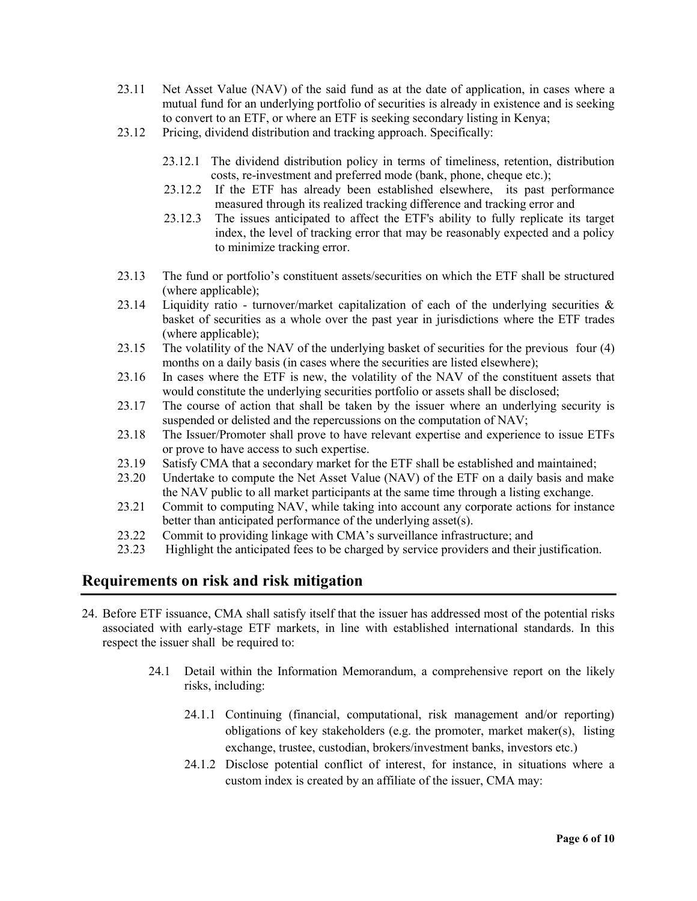23.11 Net Asset Value (NAV) of the said fund as at the date of application, in cases where a mutual fund for an underlying portfolio of securities is already in existence and is seeking to convert to an ETF, or where an ETF is seeking secondary listing in Kenya;

23.12 Pricing, dividend distribution and tracking approach. Specifically:

23.12.1 The dividend distribution policy in terms of timeliness, retention, distribution costs, re-investment and preferred mode (bank, phone, cheque etc.);

23.12.2 If the ETF has already been established elsewhere, its past performance measured through its realized tracking difference and tracking error and

23.12.3 The issues anticipated to affect the ETF's ability to fully replicate its target index, the level of tracking error that may be reasonably expected and a policy to minimize tracking error.

23.13 The fund or portfolio's constituent assets/securities on which the ETF shall be structured (where applicable);

23.14 Liquidity ratio - turnover/market capitalization of each of the underlying securities & basket of securities as a whole over the past year in jurisdictions where the ETF trades (where applicable);

23.15 The volatility of the NAV of the underlying basket of securities for the previous four (4) months on a daily basis (in cases where the securities are listed elsewhere);

23.16 In cases where the ETF is new, the volatility of the NAV of the constituent assets that would constitute the underlying securities portfolio or assets shall be disclosed;

23.17 The course of action that shall be taken by the issuer where an underlying security is suspended or delisted and the repercussions on the computation of NAV;

23.18 The Issuer/Promoter shall prove to have relevant expertise and experience to issue ETFs or prove to have access to such expertise.

23.19 Satisfy CMA that a secondary market for the ETF shall be established and maintained;

23.20 Undertake to compute the Net Asset Value (NAV) of the ETF on a daily basis and make the NAV public to all market participants at the same time through a listing exchange.

23.21 Commit to computing NAV, while taking into account any corporate actions for instance better than anticipated performance of the underlying asset(s).

23.22 Commit to providing linkage with CMA's surveillance infrastructure; and

23.23 Highlight the anticipated fees to be charged by service providers and their justification.

## Requirements on risk and risk mitigation

24. Before ETF issuance, CMA shall satisfy itself that the issuer has addressed most of the potential risks associated with early-stage ETF markets, in line with established international standards. In this respect the issuer shall be required to:

24.1 Detail within the Information Memorandum, a comprehensive report on the likely risks, including:

24.1.1 Continuing (financial, computational, risk management and/or reporting) obligations of key stakeholders (e.g. the promoter, market maker(s), listing exchange, trustee, custodian, brokers/investment banks, investors etc.)

24.1.2 Disclose potential conflict of interest, for instance, in situations where a custom index is created by an affiliate of the issuer, CMA may: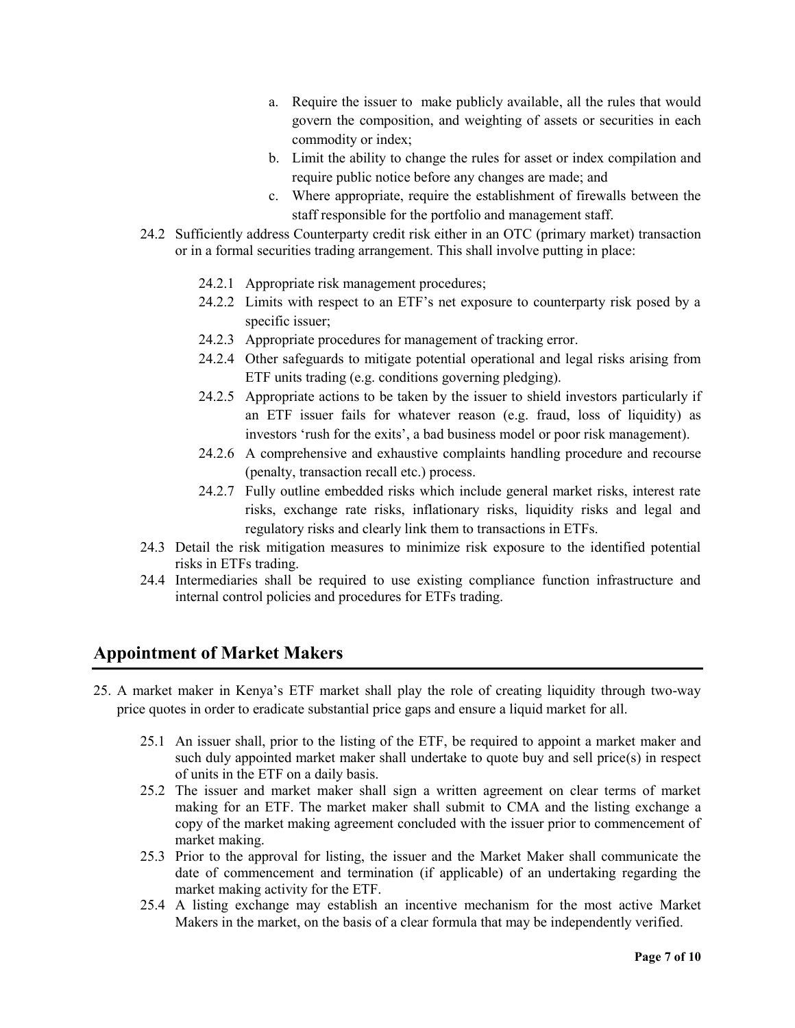a. Require the issuer to make publicly available, all the rules that would govern the composition, and weighting of assets or securities in each commodity or index;
b. Limit the ability to change the rules for asset or index compilation and require public notice before any changes are made; and
c. Where appropriate, require the establishment of firewalls between the staff responsible for the portfolio and management staff.

24.2 Sufficiently address Counterparty credit risk either in an OTC (primary market) transaction or in a formal securities trading arrangement. This shall involve putting in place:

- 24.2.1 Appropriate risk management procedures;
- 24.2.2 Limits with respect to an ETF's net exposure to counterparty risk posed by a specific issuer;
- 24.2.3 Appropriate procedures for management of tracking error.
- 24.2.4 Other safeguards to mitigate potential operational and legal risks arising from ETF units trading (e.g. conditions governing pledging).
- 24.2.5 Appropriate actions to be taken by the issuer to shield investors particularly if an ETF issuer fails for whatever reason (e.g. fraud, loss of liquidity) as investors 'rush for the exits', a bad business model or poor risk management).
- 24.2.6 A comprehensive and exhaustive complaints handling procedure and recourse (penalty, transaction recall etc.) process.
- 24.2.7 Fully outline embedded risks which include general market risks, interest rate risks, exchange rate risks, inflationary risks, liquidity risks and legal and regulatory risks and clearly link them to transactions in ETFs.

24.3 Detail the risk mitigation measures to minimize risk exposure to the identified potential risks in ETFs trading.

24.4 Intermediaries shall be required to use existing compliance function infrastructure and internal control policies and procedures for ETFs trading.

## Appointment of Market Makers

25. A market maker in Kenya's ETF market shall play the role of creating liquidity through two-way price quotes in order to eradicate substantial price gaps and ensure a liquid market for all.

25.1 An issuer shall, prior to the listing of the ETF, be required to appoint a market maker and such duly appointed market maker shall undertake to quote buy and sell price(s) in respect of units in the ETF on a daily basis.

25.2 The issuer and market maker shall sign a written agreement on clear terms of market making for an ETF. The market maker shall submit to CMA and the listing exchange a copy of the market making agreement concluded with the issuer prior to commencement of market making.

25.3 Prior to the approval for listing, the issuer and the Market Maker shall communicate the date of commencement and termination (if applicable) of an undertaking regarding the market making activity for the ETF.

25.4 A listing exchange may establish an incentive mechanism for the most active Market Makers in the market, on the basis of a clear formula that may be independently verified.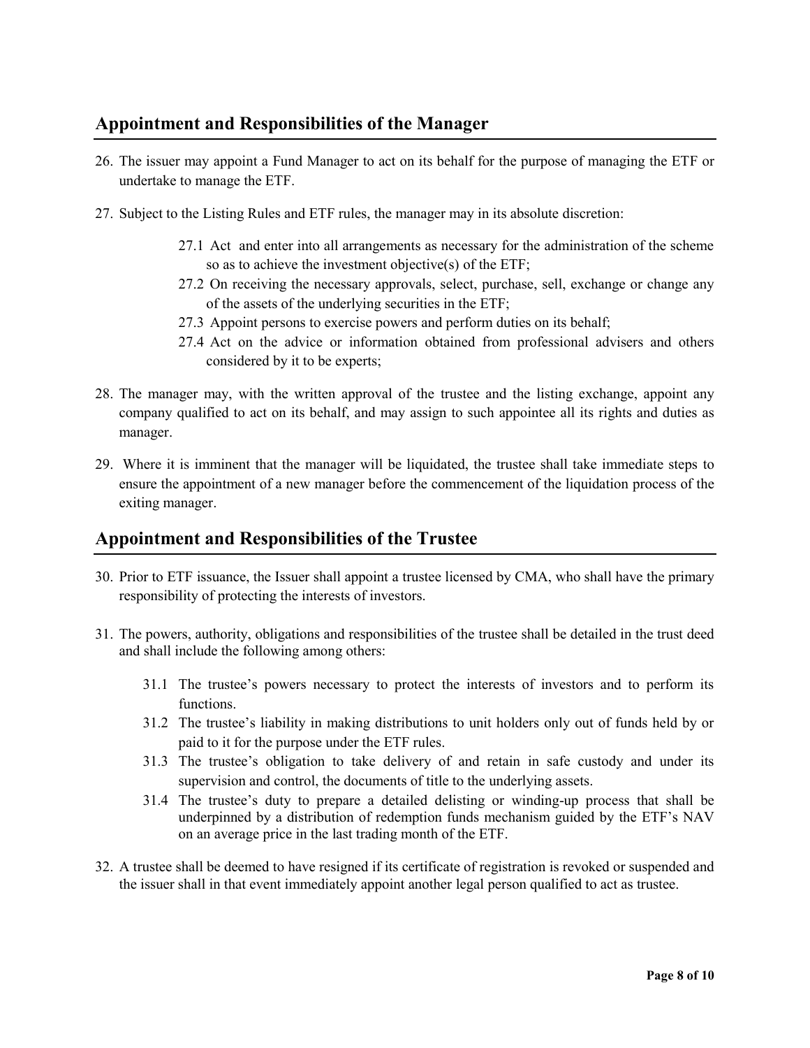## Appointment and Responsibilities of the Manager

26. The issuer may appoint a Fund Manager to act on its behalf for the purpose of managing the ETF or undertake to manage the ETF.

27. Subject to the Listing Rules and ETF rules, the manager may in its absolute discretion:

    27.1 Act and enter into all arrangements as necessary for the administration of the scheme so as to achieve the investment objective(s) of the ETF;

    27.2 On receiving the necessary approvals, select, purchase, sell, exchange or change any of the assets of the underlying securities in the ETF;

    27.3 Appoint persons to exercise powers and perform duties on its behalf;

    27.4 Act on the advice or information obtained from professional advisers and others considered by it to be experts;

28. The manager may, with the written approval of the trustee and the listing exchange, appoint any company qualified to act on its behalf, and may assign to such appointee all its rights and duties as manager.

29. Where it is imminent that the manager will be liquidated, the trustee shall take immediate steps to ensure the appointment of a new manager before the commencement of the liquidation process of the exiting manager.

## Appointment and Responsibilities of the Trustee

30. Prior to ETF issuance, the Issuer shall appoint a trustee licensed by CMA, who shall have the primary responsibility of protecting the interests of investors.

31. The powers, authority, obligations and responsibilities of the trustee shall be detailed in the trust deed and shall include the following among others:

    31.1 The trustee's powers necessary to protect the interests of investors and to perform its functions.

    31.2 The trustee's liability in making distributions to unit holders only out of funds held by or paid to it for the purpose under the ETF rules.

    31.3 The trustee's obligation to take delivery of and retain in safe custody and under its supervision and control, the documents of title to the underlying assets.

    31.4 The trustee's duty to prepare a detailed delisting or winding-up process that shall be underpinned by a distribution of redemption funds mechanism guided by the ETF's NAV on an average price in the last trading month of the ETF.

32. A trustee shall be deemed to have resigned if its certificate of registration is revoked or suspended and the issuer shall in that event immediately appoint another legal person qualified to act as trustee.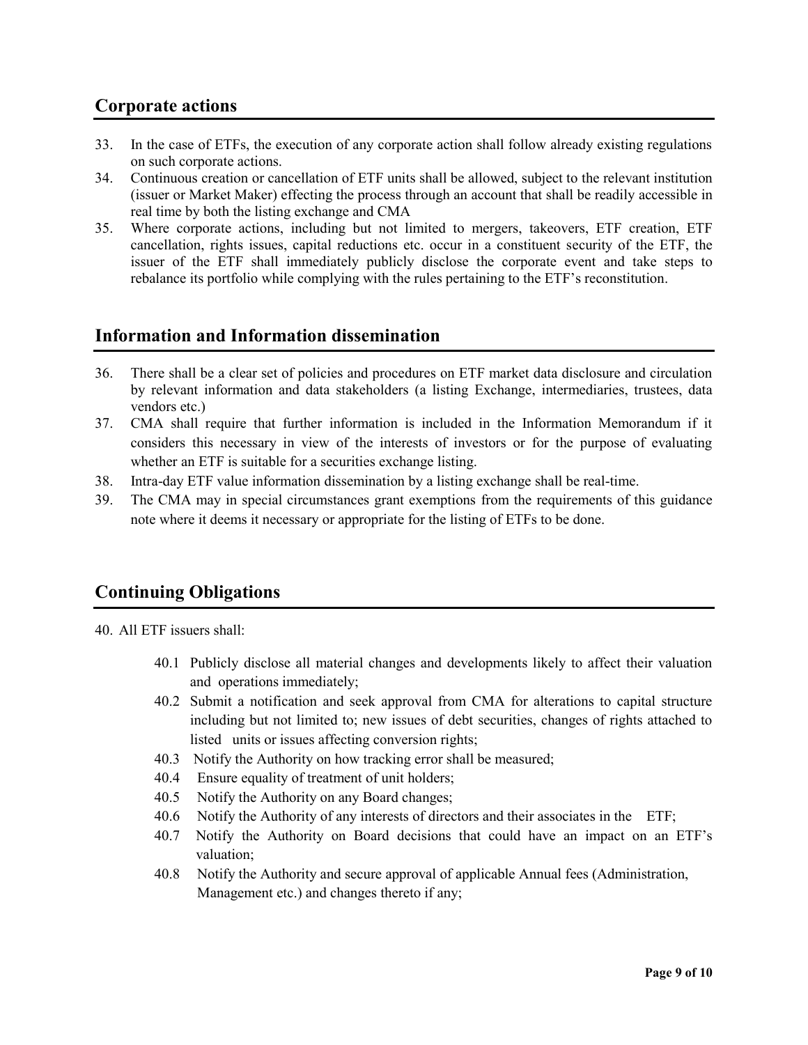## Corporate actions

33. In the case of ETFs, the execution of any corporate action shall follow already existing regulations on such corporate actions.
34. Continuous creation or cancellation of ETF units shall be allowed, subject to the relevant institution (issuer or Market Maker) effecting the process through an account that shall be readily accessible in real time by both the listing exchange and CMA
35. Where corporate actions, including but not limited to mergers, takeovers, ETF creation, ETF cancellation, rights issues, capital reductions etc. occur in a constituent security of the ETF, the issuer of the ETF shall immediately publicly disclose the corporate event and take steps to rebalance its portfolio while complying with the rules pertaining to the ETF's reconstitution.

## Information and Information dissemination

36. There shall be a clear set of policies and procedures on ETF market data disclosure and circulation by relevant information and data stakeholders (a listing Exchange, intermediaries, trustees, data vendors etc.)
37. CMA shall require that further information is included in the Information Memorandum if it considers this necessary in view of the interests of investors or for the purpose of evaluating whether an ETF is suitable for a securities exchange listing.
38. Intra-day ETF value information dissemination by a listing exchange shall be real-time.
39. The CMA may in special circumstances grant exemptions from the requirements of this guidance note where it deems it necessary or appropriate for the listing of ETFs to be done.

## Continuing Obligations

40. All ETF issuers shall:

    40.1 Publicly disclose all material changes and developments likely to affect their valuation and operations immediately;

    40.2 Submit a notification and seek approval from CMA for alterations to capital structure including but not limited to; new issues of debt securities, changes of rights attached to listed units or issues affecting conversion rights;

    40.3 Notify the Authority on how tracking error shall be measured;

    40.4 Ensure equality of treatment of unit holders;

    40.5 Notify the Authority on any Board changes;

    40.6 Notify the Authority of any interests of directors and their associates in the ETF;

    40.7 Notify the Authority on Board decisions that could have an impact on an ETF's valuation;

    40.8 Notify the Authority and secure approval of applicable Annual fees (Administration, Management etc.) and changes thereto if any;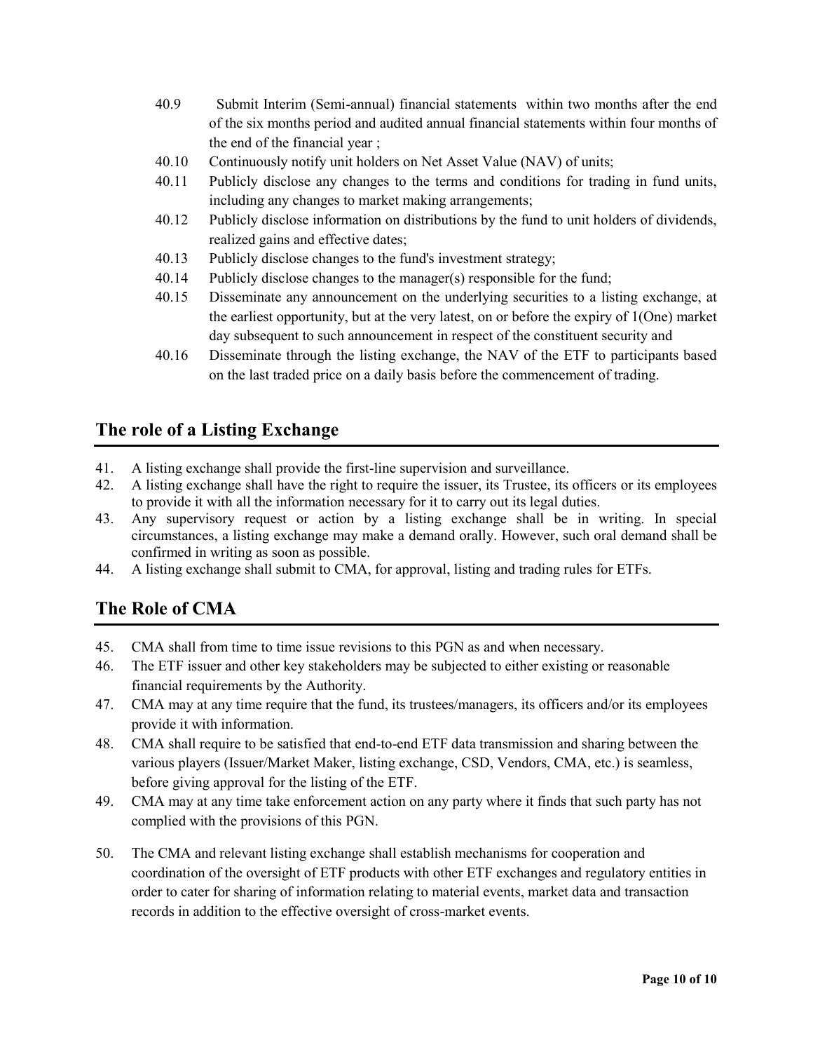40.9 Submit Interim (Semi-annual) financial statements within two months after the end of the six months period and audited annual financial statements within four months of the end of the financial year ;

40.10 Continuously notify unit holders on Net Asset Value (NAV) of units;

40.11 Publicly disclose any changes to the terms and conditions for trading in fund units, including any changes to market making arrangements;

40.12 Publicly disclose information on distributions by the fund to unit holders of dividends, realized gains and effective dates;

40.13 Publicly disclose changes to the fund's investment strategy;

40.14 Publicly disclose changes to the manager(s) responsible for the fund;

40.15 Disseminate any announcement on the underlying securities to a listing exchange, at the earliest opportunity, but at the very latest, on or before the expiry of 1(One) market day subsequent to such announcement in respect of the constituent security and

40.16 Disseminate through the listing exchange, the NAV of the ETF to participants based on the last traded price on a daily basis before the commencement of trading.

## The role of a Listing Exchange

41. A listing exchange shall provide the first-line supervision and surveillance.
42. A listing exchange shall have the right to require the issuer, its Trustee, its officers or its employees to provide it with all the information necessary for it to carry out its legal duties.
43. Any supervisory request or action by a listing exchange shall be in writing. In special circumstances, a listing exchange may make a demand orally. However, such oral demand shall be confirmed in writing as soon as possible.
44. A listing exchange shall submit to CMA, for approval, listing and trading rules for ETFs.

## The Role of CMA

45. CMA shall from time to time issue revisions to this PGN as and when necessary.
46. The ETF issuer and other key stakeholders may be subjected to either existing or reasonable financial requirements by the Authority.
47. CMA may at any time require that the fund, its trustees/managers, its officers and/or its employees provide it with information.
48. CMA shall require to be satisfied that end-to-end ETF data transmission and sharing between the various players (Issuer/Market Maker, listing exchange, CSD, Vendors, CMA, etc.) is seamless, before giving approval for the listing of the ETF.
49. CMA may at any time take enforcement action on any party where it finds that such party has not complied with the provisions of this PGN.
50. The CMA and relevant listing exchange shall establish mechanisms for cooperation and coordination of the oversight of ETF products with other ETF exchanges and regulatory entities in order to cater for sharing of information relating to material events, market data and transaction records in addition to the effective oversight of cross-market events.